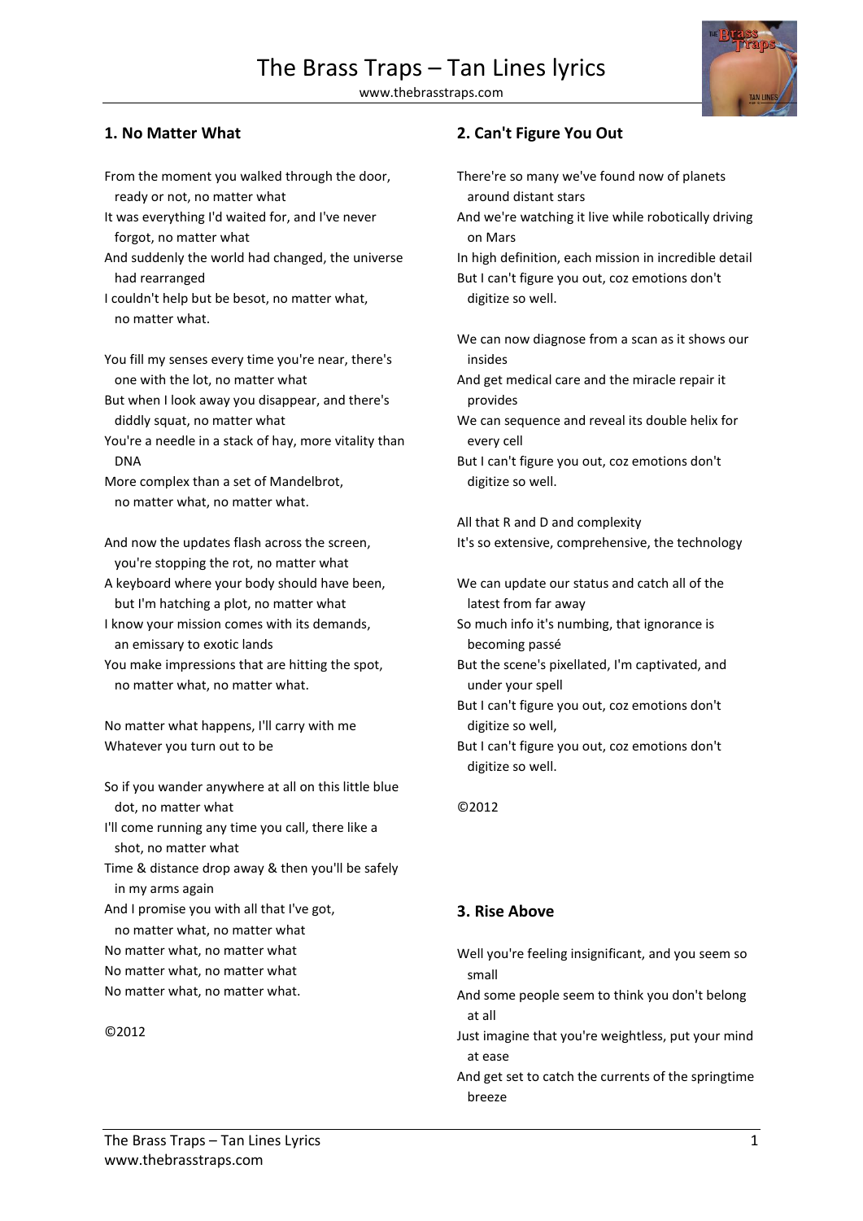# The Brass Traps – Tan Lines lyrics

www.thebrasstraps.com

## 1. No Matter What

From the moment you walked through the door, ready or not, no matter what
It was everything I'd waited for, and I've never forgot, no matter what
And suddenly the world had changed, the universe had rearranged
I couldn't help but be besot, no matter what, no matter what.

You fill my senses every time you're near, there's one with the lot, no matter what
But when I look away you disappear, and there's diddly squat, no matter what
You're a needle in a stack of hay, more vitality than DNA
More complex than a set of Mandelbrot, no matter what, no matter what.

And now the updates flash across the screen, you're stopping the rot, no matter what
A keyboard where your body should have been, but I'm hatching a plot, no matter what
I know your mission comes with its demands, an emissary to exotic lands
You make impressions that are hitting the spot, no matter what, no matter what.

No matter what happens, I'll carry with me
Whatever you turn out to be

So if you wander anywhere at all on this little blue dot, no matter what
I'll come running any time you call, there like a shot, no matter what
Time & distance drop away & then you'll be safely in my arms again
And I promise you with all that I've got, no matter what, no matter what
No matter what, no matter what
No matter what, no matter what
No matter what, no matter what.

©2012

## 2. Can't Figure You Out

There're so many we've found now of planets around distant stars
And we're watching it live while robotically driving on Mars
In high definition, each mission in incredible detail
But I can't figure you out, coz emotions don't digitize so well.

We can now diagnose from a scan as it shows our insides
And get medical care and the miracle repair it provides
We can sequence and reveal its double helix for every cell
But I can't figure you out, coz emotions don't digitize so well.

All that R and D and complexity
It's so extensive, comprehensive, the technology

We can update our status and catch all of the latest from far away
So much info it's numbing, that ignorance is becoming passé
But the scene's pixellated, I'm captivated, and under your spell
But I can't figure you out, coz emotions don't digitize so well,
But I can't figure you out, coz emotions don't digitize so well.

©2012

## 3. Rise Above

Well you're feeling insignificant, and you seem so small
And some people seem to think you don't belong at all
Just imagine that you're weightless, put your mind at ease
And get set to catch the currents of the springtime breeze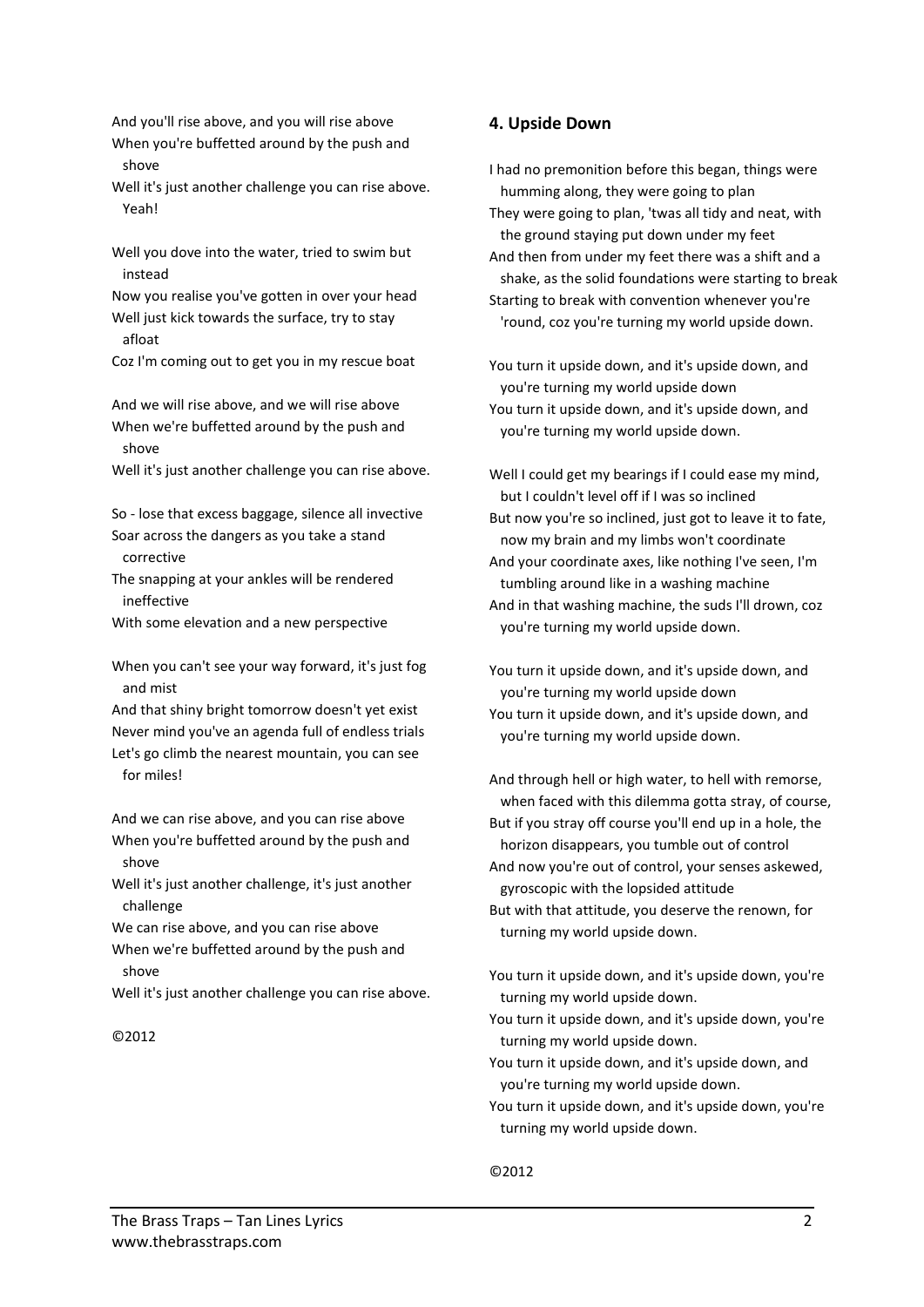And you'll rise above, and you will rise above
When you're buffetted around by the push and shove
Well it's just another challenge you can rise above. Yeah!

Well you dove into the water, tried to swim but instead
Now you realise you've gotten in over your head
Well just kick towards the surface, try to stay afloat
Coz I'm coming out to get you in my rescue boat

And we will rise above, and we will rise above
When we're buffetted around by the push and shove
Well it's just another challenge you can rise above.

So - lose that excess baggage, silence all invective
Soar across the dangers as you take a stand corrective
The snapping at your ankles will be rendered ineffective
With some elevation and a new perspective

When you can't see your way forward, it's just fog and mist
And that shiny bright tomorrow doesn't yet exist
Never mind you've an agenda full of endless trials
Let's go climb the nearest mountain, you can see for miles!

And we can rise above, and you can rise above
When you're buffetted around by the push and shove
Well it's just another challenge, it's just another challenge
We can rise above, and you can rise above
When we're buffetted around by the push and shove
Well it's just another challenge you can rise above.

©2012

## 4. Upside Down

I had no premonition before this began, things were humming along, they were going to plan
They were going to plan, 'twas all tidy and neat, with the ground staying put down under my feet
And then from under my feet there was a shift and a shake, as the solid foundations were starting to break
Starting to break with convention whenever you're 'round, coz you're turning my world upside down.

You turn it upside down, and it's upside down, and you're turning my world upside down
You turn it upside down, and it's upside down, and you're turning my world upside down.

Well I could get my bearings if I could ease my mind, but I couldn't level off if I was so inclined
But now you're so inclined, just got to leave it to fate, now my brain and my limbs won't coordinate
And your coordinate axes, like nothing I've seen, I'm tumbling around like in a washing machine
And in that washing machine, the suds I'll drown, coz you're turning my world upside down.

You turn it upside down, and it's upside down, and you're turning my world upside down
You turn it upside down, and it's upside down, and you're turning my world upside down.

And through hell or high water, to hell with remorse, when faced with this dilemma gotta stray, of course,
But if you stray off course you'll end up in a hole, the horizon disappears, you tumble out of control
And now you're out of control, your senses askewed, gyroscopic with the lopsided attitude
But with that attitude, you deserve the renown, for turning my world upside down.

You turn it upside down, and it's upside down, you're turning my world upside down.
You turn it upside down, and it's upside down, you're turning my world upside down.
You turn it upside down, and it's upside down, and you're turning my world upside down.
You turn it upside down, and it's upside down, you're turning my world upside down.

©2012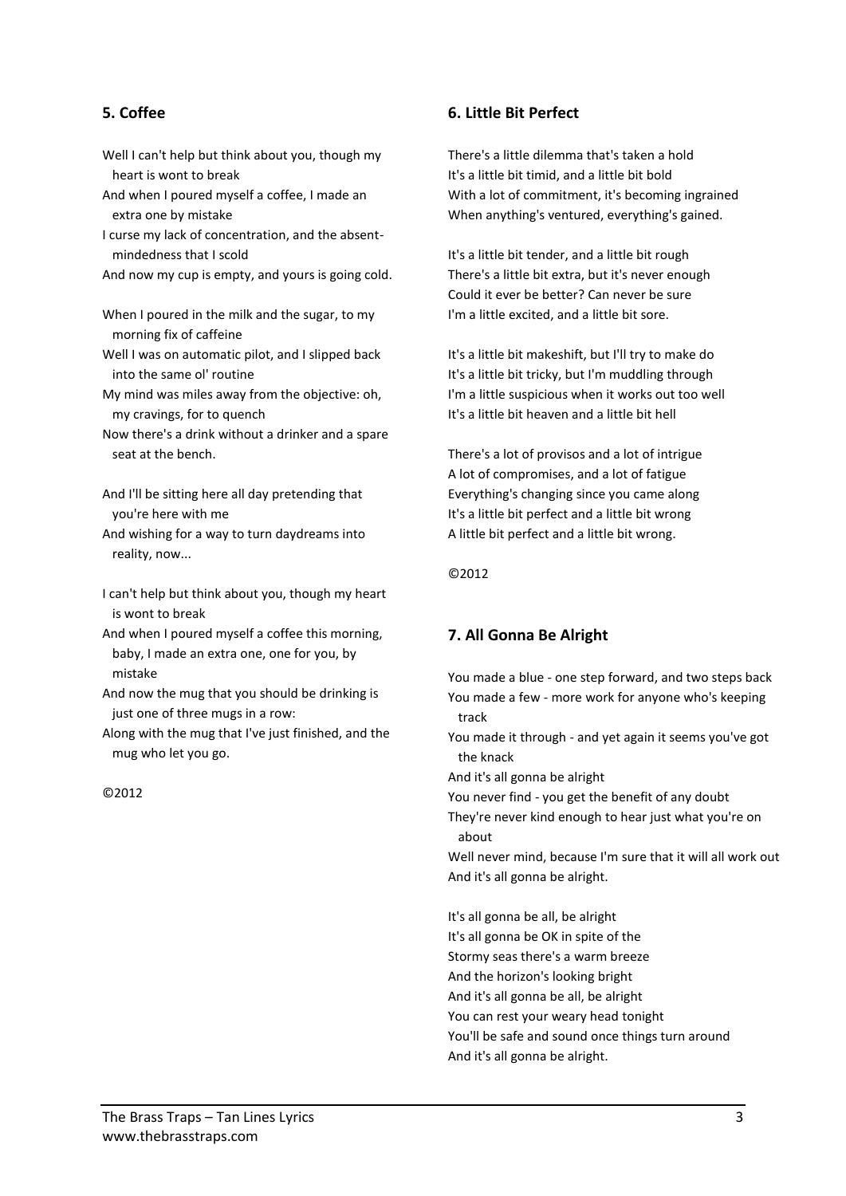## 5. Coffee

Well I can't help but think about you, though my heart is wont to break
And when I poured myself a coffee, I made an extra one by mistake
I curse my lack of concentration, and the absent-mindedness that I scold
And now my cup is empty, and yours is going cold.

When I poured in the milk and the sugar, to my morning fix of caffeine
Well I was on automatic pilot, and I slipped back into the same ol' routine
My mind was miles away from the objective: oh, my cravings, for to quench
Now there's a drink without a drinker and a spare seat at the bench.

And I'll be sitting here all day pretending that you're here with me
And wishing for a way to turn daydreams into reality, now...

I can't help but think about you, though my heart is wont to break
And when I poured myself a coffee this morning, baby, I made an extra one, one for you, by mistake
And now the mug that you should be drinking is just one of three mugs in a row:
Along with the mug that I've just finished, and the mug who let you go.

©2012

## 6. Little Bit Perfect

There's a little dilemma that's taken a hold
It's a little bit timid, and a little bit bold
With a lot of commitment, it's becoming ingrained
When anything's ventured, everything's gained.

It's a little bit tender, and a little bit rough
There's a little bit extra, but it's never enough
Could it ever be better? Can never be sure
I'm a little excited, and a little bit sore.

It's a little bit makeshift, but I'll try to make do
It's a little bit tricky, but I'm muddling through
I'm a little suspicious when it works out too well
It's a little bit heaven and a little bit hell

There's a lot of provisos and a lot of intrigue
A lot of compromises, and a lot of fatigue
Everything's changing since you came along
It's a little bit perfect and a little bit wrong
A little bit perfect and a little bit wrong.

©2012

## 7. All Gonna Be Alright

You made a blue - one step forward, and two steps back
You made a few - more work for anyone who's keeping track
You made it through - and yet again it seems you've got the knack
And it's all gonna be alright
You never find - you get the benefit of any doubt
They're never kind enough to hear just what you're on about
Well never mind, because I'm sure that it will all work out
And it's all gonna be alright.

It's all gonna be all, be alright
It's all gonna be OK in spite of the
Stormy seas there's a warm breeze
And the horizon's looking bright
And it's all gonna be all, be alright
You can rest your weary head tonight
You'll be safe and sound once things turn around
And it's all gonna be alright.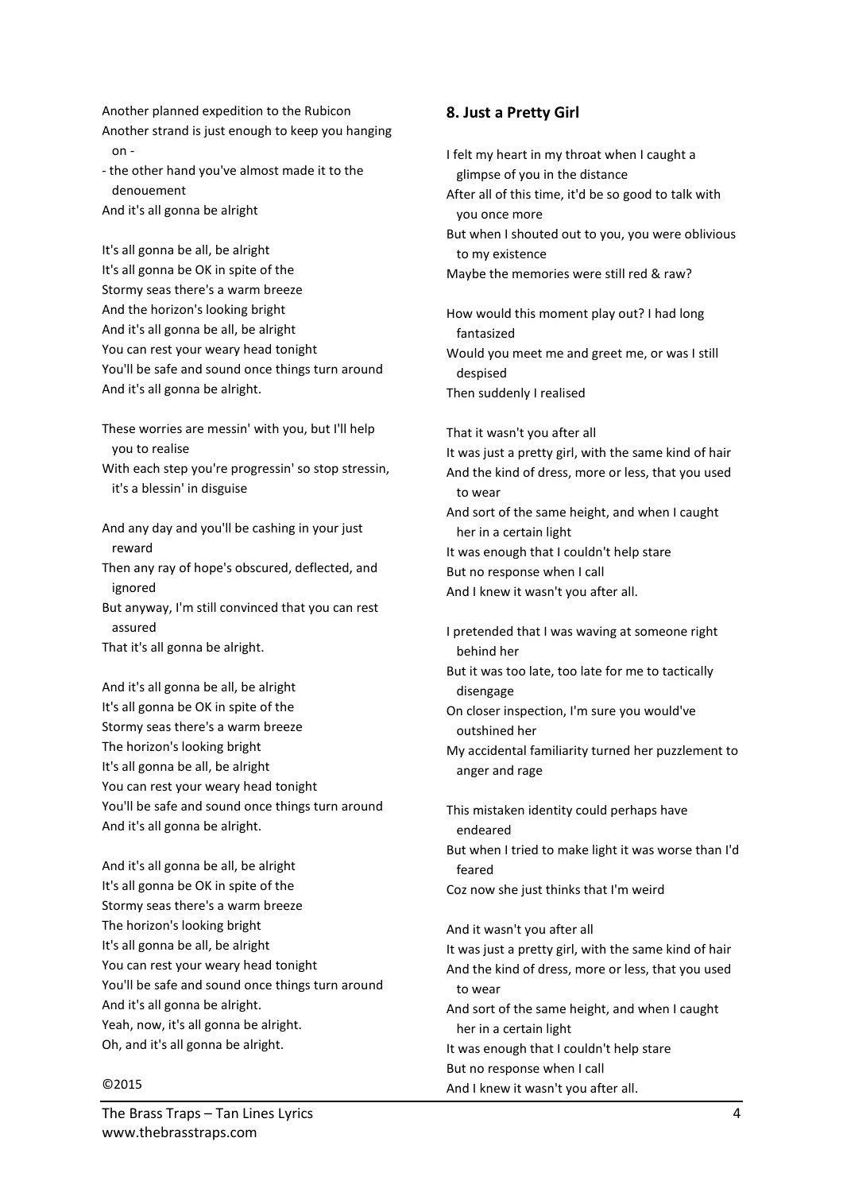Another planned expedition to the Rubicon
Another strand is just enough to keep you hanging on -
- the other hand you've almost made it to the denouement
And it's all gonna be alright

It's all gonna be all, be alright
It's all gonna be OK in spite of the
Stormy seas there's a warm breeze
And the horizon's looking bright
And it's all gonna be all, be alright
You can rest your weary head tonight
You'll be safe and sound once things turn around
And it's all gonna be alright.

These worries are messin' with you, but I'll help you to realise
With each step you're progressin' so stop stressin, it's a blessin' in disguise

And any day and you'll be cashing in your just reward
Then any ray of hope's obscured, deflected, and ignored
But anyway, I'm still convinced that you can rest assured
That it's all gonna be alright.

And it's all gonna be all, be alright
It's all gonna be OK in spite of the
Stormy seas there's a warm breeze
The horizon's looking bright
It's all gonna be all, be alright
You can rest your weary head tonight
You'll be safe and sound once things turn around
And it's all gonna be alright.

And it's all gonna be all, be alright
It's all gonna be OK in spite of the
Stormy seas there's a warm breeze
The horizon's looking bright
It's all gonna be all, be alright
You can rest your weary head tonight
You'll be safe and sound once things turn around
And it's all gonna be alright.
Yeah, now, it's all gonna be alright.
Oh, and it's all gonna be alright.

©2015

### 8. Just a Pretty Girl

I felt my heart in my throat when I caught a glimpse of you in the distance
After all of this time, it'd be so good to talk with you once more
But when I shouted out to you, you were oblivious to my existence
Maybe the memories were still red & raw?

How would this moment play out? I had long fantasized
Would you meet me and greet me, or was I still despised
Then suddenly I realised

That it wasn't you after all
It was just a pretty girl, with the same kind of hair
And the kind of dress, more or less, that you used to wear
And sort of the same height, and when I caught her in a certain light
It was enough that I couldn't help stare
But no response when I call
And I knew it wasn't you after all.

I pretended that I was waving at someone right behind her
But it was too late, too late for me to tactically disengage
On closer inspection, I'm sure you would've outshined her
My accidental familiarity turned her puzzlement to anger and rage

This mistaken identity could perhaps have endeared
But when I tried to make light it was worse than I'd feared
Coz now she just thinks that I'm weird

And it wasn't you after all
It was just a pretty girl, with the same kind of hair
And the kind of dress, more or less, that you used to wear
And sort of the same height, and when I caught her in a certain light
It was enough that I couldn't help stare
But no response when I call
And I knew it wasn't you after all.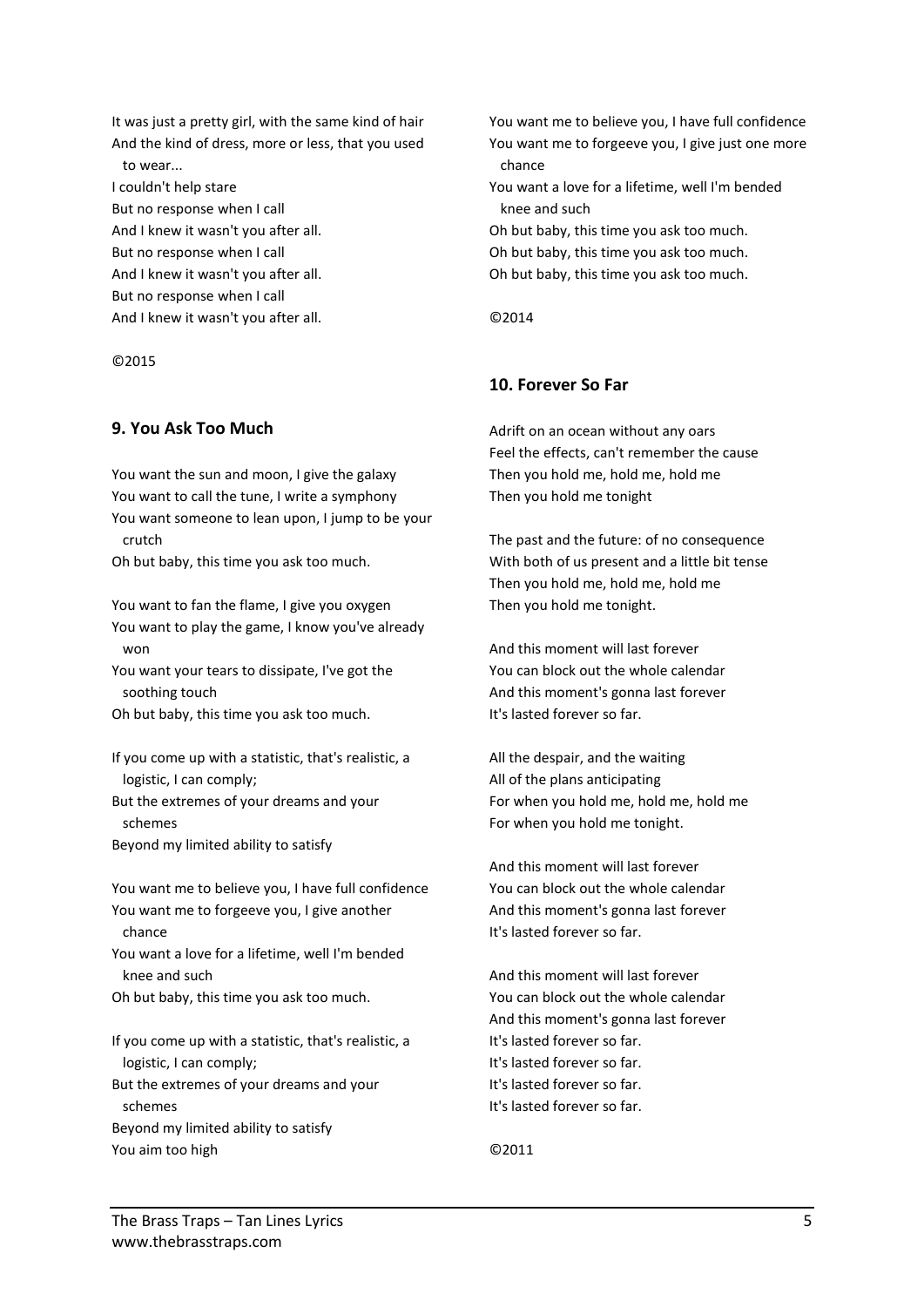It was just a pretty girl, with the same kind of hair
And the kind of dress, more or less, that you used to wear...
I couldn't help stare
But no response when I call
And I knew it wasn't you after all.
But no response when I call
And I knew it wasn't you after all.
But no response when I call
And I knew it wasn't you after all.

©2015

## 9. You Ask Too Much

You want the sun and moon, I give the galaxy
You want to call the tune, I write a symphony
You want someone to lean upon, I jump to be your crutch
Oh but baby, this time you ask too much.

You want to fan the flame, I give you oxygen
You want to play the game, I know you've already won
You want your tears to dissipate, I've got the soothing touch
Oh but baby, this time you ask too much.

If you come up with a statistic, that's realistic, a logistic, I can comply;
But the extremes of your dreams and your schemes
Beyond my limited ability to satisfy

You want me to believe you, I have full confidence
You want me to forgeeve you, I give another chance
You want a love for a lifetime, well I'm bended knee and such
Oh but baby, this time you ask too much.

If you come up with a statistic, that's realistic, a logistic, I can comply;
But the extremes of your dreams and your schemes
Beyond my limited ability to satisfy
You aim too high

You want me to believe you, I have full confidence
You want me to forgeeve you, I give just one more chance
You want a love for a lifetime, well I'm bended knee and such
Oh but baby, this time you ask too much.
Oh but baby, this time you ask too much.
Oh but baby, this time you ask too much.

©2014

## 10. Forever So Far

Adrift on an ocean without any oars
Feel the effects, can't remember the cause
Then you hold me, hold me, hold me
Then you hold me tonight

The past and the future: of no consequence
With both of us present and a little bit tense
Then you hold me, hold me, hold me
Then you hold me tonight.

And this moment will last forever
You can block out the whole calendar
And this moment's gonna last forever
It's lasted forever so far.

All the despair, and the waiting
All of the plans anticipating
For when you hold me, hold me, hold me
For when you hold me tonight.

And this moment will last forever
You can block out the whole calendar
And this moment's gonna last forever
It's lasted forever so far.

And this moment will last forever
You can block out the whole calendar
And this moment's gonna last forever
It's lasted forever so far.
It's lasted forever so far.
It's lasted forever so far.
It's lasted forever so far.

©2011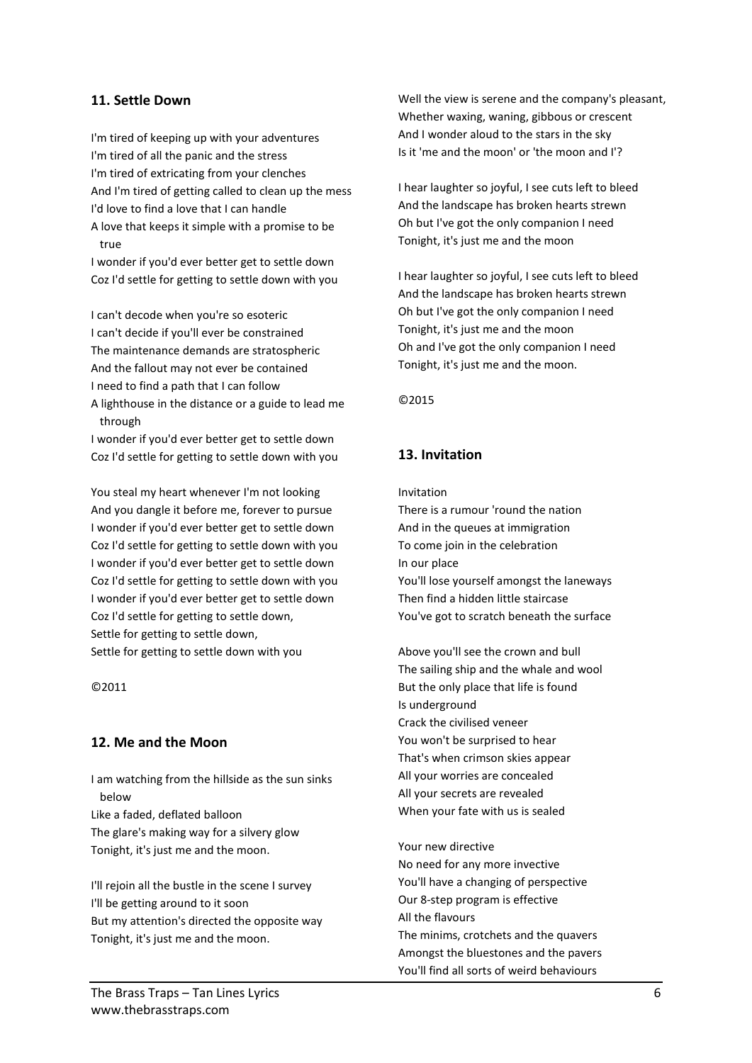### 11. Settle Down

I'm tired of keeping up with your adventures
I'm tired of all the panic and the stress
I'm tired of extricating from your clenches
And I'm tired of getting called to clean up the mess
I'd love to find a love that I can handle
A love that keeps it simple with a promise to be true
I wonder if you'd ever better get to settle down
Coz I'd settle for getting to settle down with you

I can't decode when you're so esoteric
I can't decide if you'll ever be constrained
The maintenance demands are stratospheric
And the fallout may not ever be contained
I need to find a path that I can follow
A lighthouse in the distance or a guide to lead me through
I wonder if you'd ever better get to settle down
Coz I'd settle for getting to settle down with you

You steal my heart whenever I'm not looking
And you dangle it before me, forever to pursue
I wonder if you'd ever better get to settle down
Coz I'd settle for getting to settle down with you
I wonder if you'd ever better get to settle down
Coz I'd settle for getting to settle down with you
I wonder if you'd ever better get to settle down
Coz I'd settle for getting to settle down,
Settle for getting to settle down,
Settle for getting to settle down with you

©2011

### 12. Me and the Moon

I am watching from the hillside as the sun sinks below
Like a faded, deflated balloon
The glare's making way for a silvery glow
Tonight, it's just me and the moon.

I'll rejoin all the bustle in the scene I survey
I'll be getting around to it soon
But my attention's directed the opposite way
Tonight, it's just me and the moon.

Well the view is serene and the company's pleasant,
Whether waxing, waning, gibbous or crescent
And I wonder aloud to the stars in the sky
Is it 'me and the moon' or 'the moon and I'?

I hear laughter so joyful, I see cuts left to bleed
And the landscape has broken hearts strewn
Oh but I've got the only companion I need
Tonight, it's just me and the moon

I hear laughter so joyful, I see cuts left to bleed
And the landscape has broken hearts strewn
Oh but I've got the only companion I need
Tonight, it's just me and the moon
Oh and I've got the only companion I need
Tonight, it's just me and the moon.

©2015

### 13. Invitation

Invitation
There is a rumour 'round the nation
And in the queues at immigration
To come join in the celebration
In our place
You'll lose yourself amongst the laneways
Then find a hidden little staircase
You've got to scratch beneath the surface

Above you'll see the crown and bull
The sailing ship and the whale and wool
But the only place that life is found
Is underground
Crack the civilised veneer
You won't be surprised to hear
That's when crimson skies appear
All your worries are concealed
All your secrets are revealed
When your fate with us is sealed

Your new directive
No need for any more invective
You'll have a changing of perspective
Our 8-step program is effective
All the flavours
The minims, crotchets and the quavers
Amongst the bluestones and the pavers
You'll find all sorts of weird behaviours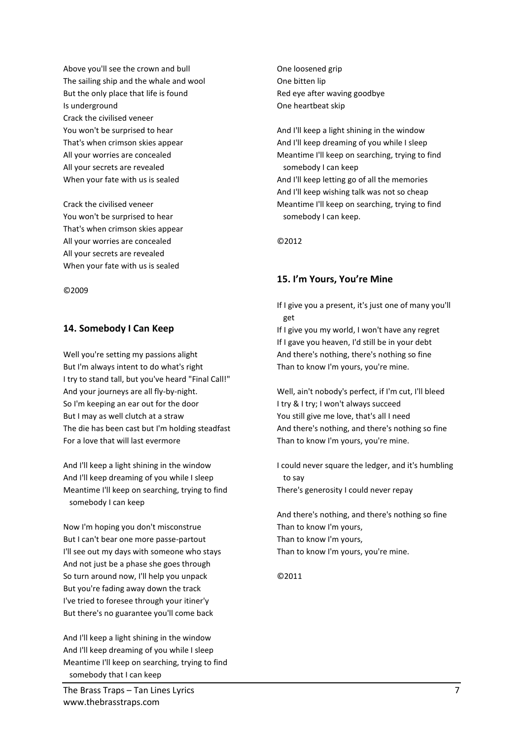Above you'll see the crown and bull
The sailing ship and the whale and wool
But the only place that life is found
Is underground
Crack the civilised veneer
You won't be surprised to hear
That's when crimson skies appear
All your worries are concealed
All your secrets are revealed
When your fate with us is sealed

Crack the civilised veneer
You won't be surprised to hear
That's when crimson skies appear
All your worries are concealed
All your secrets are revealed
When your fate with us is sealed

©2009

### 14. Somebody I Can Keep

Well you're setting my passions alight
But I'm always intent to do what's right
I try to stand tall, but you've heard "Final Call!"
And your journeys are all fly-by-night.
So I'm keeping an ear out for the door
But I may as well clutch at a straw
The die has been cast but I'm holding steadfast
For a love that will last evermore

And I'll keep a light shining in the window
And I'll keep dreaming of you while I sleep
Meantime I'll keep on searching, trying to find somebody I can keep

Now I'm hoping you don't misconstrue
But I can't bear one more passe-partout
I'll see out my days with someone who stays
And not just be a phase she goes through
So turn around now, I'll help you unpack
But you're fading away down the track
I've tried to foresee through your itiner'y
But there's no guarantee you'll come back

And I'll keep a light shining in the window
And I'll keep dreaming of you while I sleep
Meantime I'll keep on searching, trying to find somebody that I can keep

One loosened grip
One bitten lip
Red eye after waving goodbye
One heartbeat skip

And I'll keep a light shining in the window
And I'll keep dreaming of you while I sleep
Meantime I'll keep on searching, trying to find somebody I can keep
And I'll keep letting go of all the memories
And I'll keep wishing talk was not so cheap
Meantime I'll keep on searching, trying to find somebody I can keep.

©2012

### 15. I'm Yours, You're Mine

If I give you a present, it's just one of many you'll get
If I give you my world, I won't have any regret
If I gave you heaven, I'd still be in your debt
And there's nothing, there's nothing so fine
Than to know I'm yours, you're mine.

Well, ain't nobody's perfect, if I'm cut, I'll bleed
I try & I try; I won't always succeed
You still give me love, that's all I need
And there's nothing, and there's nothing so fine
Than to know I'm yours, you're mine.

I could never square the ledger, and it's humbling to say
There's generosity I could never repay

And there's nothing, and there's nothing so fine
Than to know I'm yours,
Than to know I'm yours,
Than to know I'm yours, you're mine.

©2011